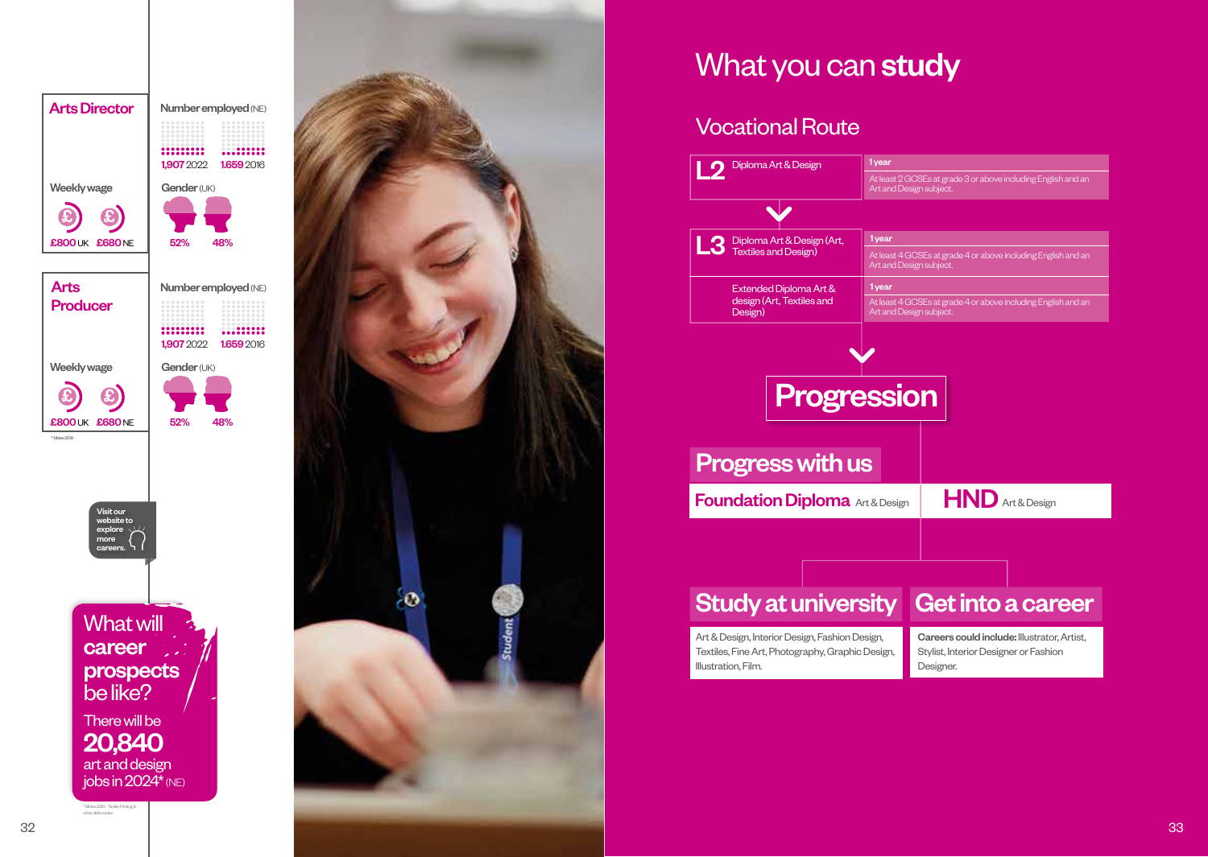## Arts Director

Number employed (NE)

1,907 2022 | 1,659 2016

Weekly wage

£800 UK | £680 NE

Gender (UK)

52% | 48%

## Arts Producer

Number employed (NE)

1,907 2022 | 1,659 2016

Weekly wage

£800 UK | £680 NE

Gender (UK)

52% | 48%

* Midas 2019

Visit our website to explore more careers.

### What will career prospects be like?

There will be **20,840** art and design jobs in 2024* (NE)

* Midas 2019 - Textile Printing & other skills trades

# What you can **study**

## Vocational Route

| Level | Course | Duration | Entry requirements |
|---|---|---|---|
| L2 | Diploma Art & Design | 1 year | At least 2 GCSEs at grade 3 or above including English and an Art and Design subject. |
| L3 | Diploma Art & Design (Art, Textiles and Design) | 1 year | At least 4 GCSEs at grade 4 or above including English and an Art and Design subject. |
| | Extended Diploma Art & design (Art, Textiles and Design) | 1 year | At least 4 GCSEs at grade 4 or above including English and an Art and Design subject. |

## Progression

### Progress with us

**Foundation Diploma** Art & Design

**HND** Art & Design

### Study at university

Art & Design, Interior Design, Fashion Design, Textiles, Fine Art, Photography, Graphic Design, Illustration, Film.

### Get into a career

**Careers could include:** Illustrator, Artist, Stylist, Interior Designer or Fashion Designer.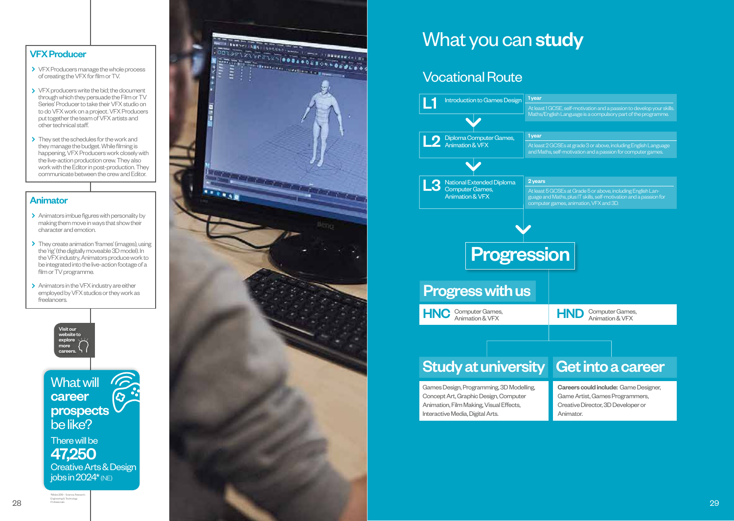## VFX Producer

- VFX Producers manage the whole process of creating the VFX for film or TV.
- VFX producers write the bid; the document through which they persuade the Film or TV Series' Producer to take their VFX studio on to do VFX work on a project. VFX Producers put together the team of VFX artists and other technical staff.
- They set the schedules for the work and they manage the budget. While filming is happening, VFX Producers work closely with the live-action production crew. They also work with the Editor in post-production. They communicate between the crew and Editor.

## Animator

- Animators imbue figures with personality by making them move in ways that show their character and emotion.
- They create animation 'frames' (images), using the 'rig' (the digitally moveable 3D model). In the VFX industry, Animators produce work to be integrated into the live-action footage of a film or TV programme.
- Animators in the VFX industry are either employed by VFX studios or they work as freelancers.

Visit our website to explore more careers.

## What will career prospects be like?

There will be **47,250** Creative Arts & Design jobs in 2024* (NE)

*Mdes 2019 - Science, Research, Engineering & Technology Professionals

# What you can **study**

## Vocational Route

| Level | Course | Duration | Entry requirements |
|---|---|---|---|
| **L1** | Introduction to Games Design | 1 year | At least 1 GCSE, self-motivation and a passion to develop your skills. Maths/English Language is a compulsory part of the programme. |
| **L2** | Diploma Computer Games, Animation & VFX | 1 year | At least 2 GCSEs at grade 3 or above, including English Language and Maths, self-motivation and a passion for computer games. |
| **L3** | National Extended Diploma Computer Games, Animation & VFX | 2 years | At least 5 GCSEs at Grade 5 or above, including English Language and Maths, plus IT skills, self-motivation and a passion for computer games, animation, VFX and 3D. |

## Progression

### Progress with us

**HNC** Computer Games, Animation & VFX

**HND** Computer Games, Animation & VFX

### Study at university

Games Design, Programming, 3D Modelling, Concept Art, Graphic Design, Computer Animation, Film Making, Visual Effects, Interactive Media, Digital Arts.

### Get into a career

**Careers could include:** Game Designer, Game Artist, Games Programmers, Creative Director, 3D Developer or Animator.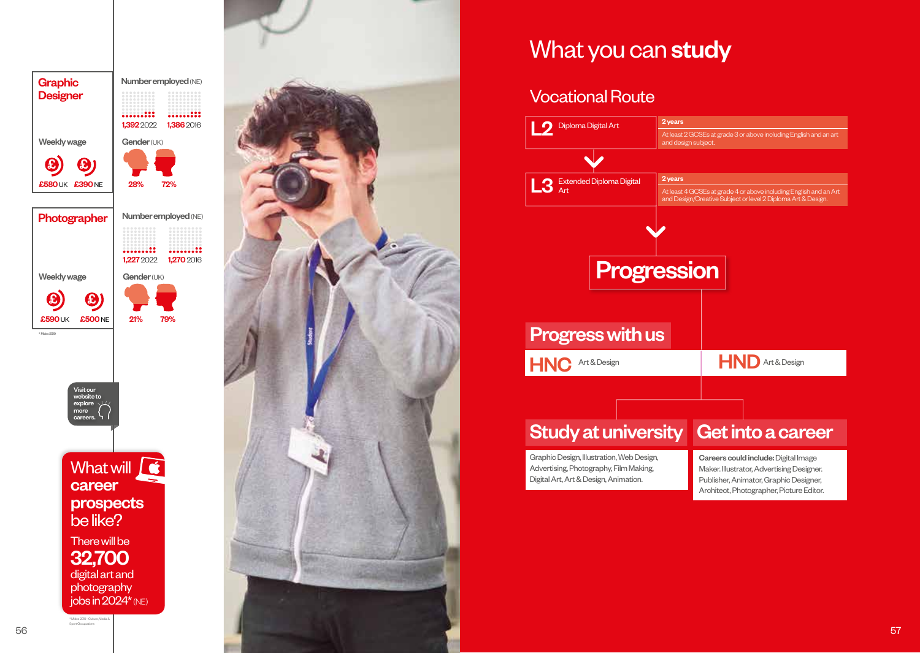## Graphic Designer

**Number employed** (NE)

1,392 2022 | 1,386 2016

**Weekly wage**

£580 UK | £390 NE

**Gender** (UK)

28% | 72%

## Photographer

**Number employed** (NE)

1,227 2022 | 1,270 2016

**Weekly wage**

£590 UK | £500 NE

**Gender** (UK)

21% | 79%

* Midas 2019

Visit our website to explore more careers.

## What will career prospects be like?

There will be **32,700** digital art and photography jobs in 2024* (NE)

*Midas 2019 - Culture, Media & Sport Occupations

# What you can **study**

## Vocational Route

**L2** Diploma Digital Art

**2 years**

At least 2 GCSEs at grade 3 or above including English and an art and design subject.

**L3** Extended Diploma Digital Art

**2 years**

At least 4 GCSEs at grade 4 or above including English and an Art and Design/Creative Subject or level 2 Diploma Art & Design.

## Progression

### Progress with us

**HNC** Art & Design

**HND** Art & Design

### Study at university

Graphic Design, Illustration, Web Design, Advertising, Photography, Film Making, Digital Art, Art & Design, Animation.

### Get into a career

**Careers could include:** Digital Image Maker. Illustrator, Advertising Designer. Publisher, Animator, Graphic Designer, Architect, Photographer, Picture Editor.